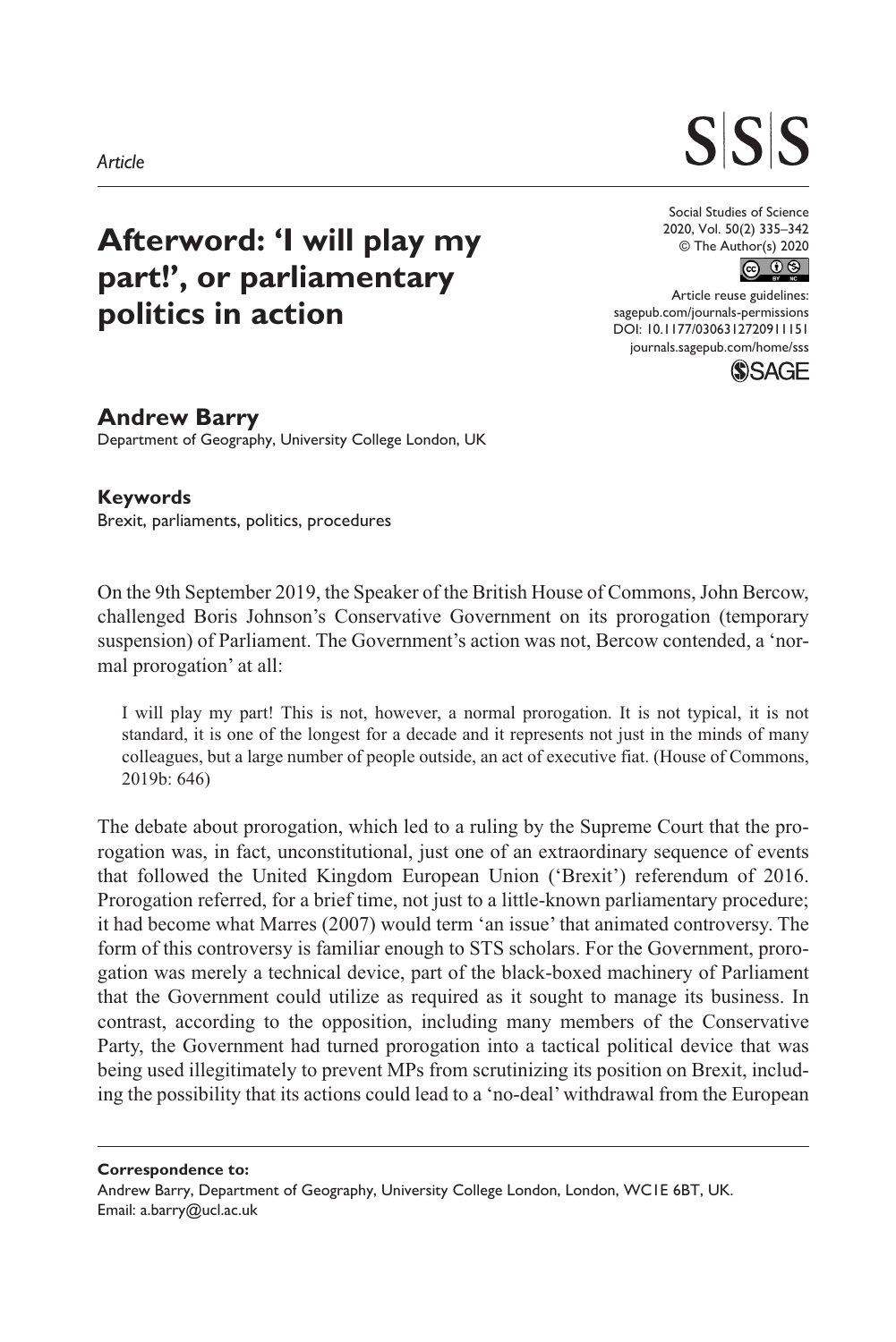*Article*

# Afterword: 'I will play my part!', or parliamentary politics in action

Social Studies of Science
2020, Vol. 50(2) 335–342
© The Author(s) 2020

Article reuse guidelines:
sagepub.com/journals-permissions
DOI: 10.1177/0306312720911151
journals.sagepub.com/home/sss

**Andrew Barry**
Department of Geography, University College London, UK

**Keywords**
Brexit, parliaments, politics, procedures

On the 9th September 2019, the Speaker of the British House of Commons, John Bercow, challenged Boris Johnson's Conservative Government on its prorogation (temporary suspension) of Parliament. The Government's action was not, Bercow contended, a 'normal prorogation' at all:

> I will play my part! This is not, however, a normal prorogation. It is not typical, it is not standard, it is one of the longest for a decade and it represents not just in the minds of many colleagues, but a large number of people outside, an act of executive fiat. (House of Commons, 2019b: 646)

The debate about prorogation, which led to a ruling by the Supreme Court that the prorogation was, in fact, unconstitutional, just one of an extraordinary sequence of events that followed the United Kingdom European Union ('Brexit') referendum of 2016. Prorogation referred, for a brief time, not just to a little-known parliamentary procedure; it had become what Marres (2007) would term 'an issue' that animated controversy. The form of this controversy is familiar enough to STS scholars. For the Government, prorogation was merely a technical device, part of the black-boxed machinery of Parliament that the Government could utilize as required as it sought to manage its business. In contrast, according to the opposition, including many members of the Conservative Party, the Government had turned prorogation into a tactical political device that was being used illegitimately to prevent MPs from scrutinizing its position on Brexit, including the possibility that its actions could lead to a 'no-deal' withdrawal from the European

**Correspondence to:**
Andrew Barry, Department of Geography, University College London, London, WC1E 6BT, UK.
Email: a.barry@ucl.ac.uk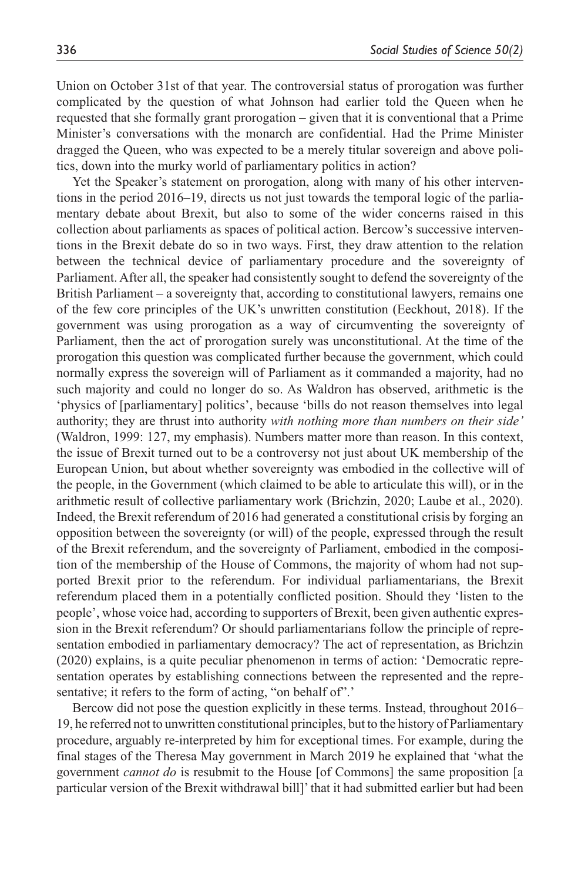Union on October 31st of that year. The controversial status of prorogation was further complicated by the question of what Johnson had earlier told the Queen when he requested that she formally grant prorogation – given that it is conventional that a Prime Minister's conversations with the monarch are confidential. Had the Prime Minister dragged the Queen, who was expected to be a merely titular sovereign and above politics, down into the murky world of parliamentary politics in action?

Yet the Speaker's statement on prorogation, along with many of his other interventions in the period 2016–19, directs us not just towards the temporal logic of the parliamentary debate about Brexit, but also to some of the wider concerns raised in this collection about parliaments as spaces of political action. Bercow's successive interventions in the Brexit debate do so in two ways. First, they draw attention to the relation between the technical device of parliamentary procedure and the sovereignty of Parliament. After all, the speaker had consistently sought to defend the sovereignty of the British Parliament – a sovereignty that, according to constitutional lawyers, remains one of the few core principles of the UK's unwritten constitution (Eeckhout, 2018). If the government was using prorogation as a way of circumventing the sovereignty of Parliament, then the act of prorogation surely was unconstitutional. At the time of the prorogation this question was complicated further because the government, which could normally express the sovereign will of Parliament as it commanded a majority, had no such majority and could no longer do so. As Waldron has observed, arithmetic is the 'physics of [parliamentary] politics', because 'bills do not reason themselves into legal authority; they are thrust into authority *with nothing more than numbers on their side'* (Waldron, 1999: 127, my emphasis). Numbers matter more than reason. In this context, the issue of Brexit turned out to be a controversy not just about UK membership of the European Union, but about whether sovereignty was embodied in the collective will of the people, in the Government (which claimed to be able to articulate this will), or in the arithmetic result of collective parliamentary work (Brichzin, 2020; Laube et al., 2020). Indeed, the Brexit referendum of 2016 had generated a constitutional crisis by forging an opposition between the sovereignty (or will) of the people, expressed through the result of the Brexit referendum, and the sovereignty of Parliament, embodied in the composition of the membership of the House of Commons, the majority of whom had not supported Brexit prior to the referendum. For individual parliamentarians, the Brexit referendum placed them in a potentially conflicted position. Should they 'listen to the people', whose voice had, according to supporters of Brexit, been given authentic expression in the Brexit referendum? Or should parliamentarians follow the principle of representation embodied in parliamentary democracy? The act of representation, as Brichzin (2020) explains, is a quite peculiar phenomenon in terms of action: 'Democratic representation operates by establishing connections between the represented and the representative; it refers to the form of acting, "on behalf of".'

Bercow did not pose the question explicitly in these terms. Instead, throughout 2016–19, he referred not to unwritten constitutional principles, but to the history of Parliamentary procedure, arguably re-interpreted by him for exceptional times. For example, during the final stages of the Theresa May government in March 2019 he explained that 'what the government *cannot do* is resubmit to the House [of Commons] the same proposition [a particular version of the Brexit withdrawal bill]' that it had submitted earlier but had been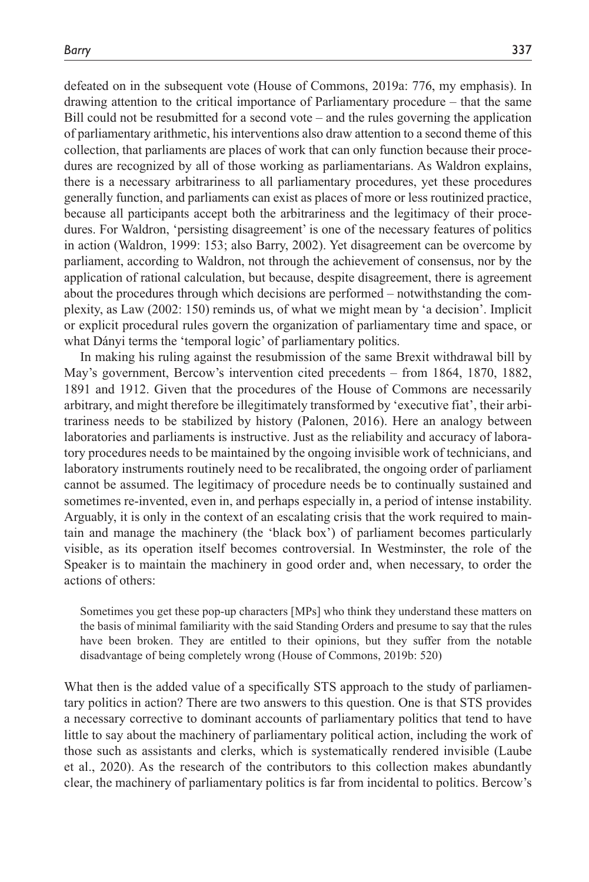defeated on in the subsequent vote (House of Commons, 2019a: 776, my emphasis). In drawing attention to the critical importance of Parliamentary procedure – that the same Bill could not be resubmitted for a second vote – and the rules governing the application of parliamentary arithmetic, his interventions also draw attention to a second theme of this collection, that parliaments are places of work that can only function because their procedures are recognized by all of those working as parliamentarians. As Waldron explains, there is a necessary arbitrariness to all parliamentary procedures, yet these procedures generally function, and parliaments can exist as places of more or less routinized practice, because all participants accept both the arbitrariness and the legitimacy of their procedures. For Waldron, 'persisting disagreement' is one of the necessary features of politics in action (Waldron, 1999: 153; also Barry, 2002). Yet disagreement can be overcome by parliament, according to Waldron, not through the achievement of consensus, nor by the application of rational calculation, but because, despite disagreement, there is agreement about the procedures through which decisions are performed – notwithstanding the complexity, as Law (2002: 150) reminds us, of what we might mean by 'a decision'. Implicit or explicit procedural rules govern the organization of parliamentary time and space, or what Dányi terms the 'temporal logic' of parliamentary politics.

In making his ruling against the resubmission of the same Brexit withdrawal bill by May's government, Bercow's intervention cited precedents – from 1864, 1870, 1882, 1891 and 1912. Given that the procedures of the House of Commons are necessarily arbitrary, and might therefore be illegitimately transformed by 'executive fiat', their arbitrariness needs to be stabilized by history (Palonen, 2016). Here an analogy between laboratories and parliaments is instructive. Just as the reliability and accuracy of laboratory procedures needs to be maintained by the ongoing invisible work of technicians, and laboratory instruments routinely need to be recalibrated, the ongoing order of parliament cannot be assumed. The legitimacy of procedure needs be to continually sustained and sometimes re-invented, even in, and perhaps especially in, a period of intense instability. Arguably, it is only in the context of an escalating crisis that the work required to maintain and manage the machinery (the 'black box') of parliament becomes particularly visible, as its operation itself becomes controversial. In Westminster, the role of the Speaker is to maintain the machinery in good order and, when necessary, to order the actions of others:

> Sometimes you get these pop-up characters [MPs] who think they understand these matters on the basis of minimal familiarity with the said Standing Orders and presume to say that the rules have been broken. They are entitled to their opinions, but they suffer from the notable disadvantage of being completely wrong (House of Commons, 2019b: 520)

What then is the added value of a specifically STS approach to the study of parliamentary politics in action? There are two answers to this question. One is that STS provides a necessary corrective to dominant accounts of parliamentary politics that tend to have little to say about the machinery of parliamentary political action, including the work of those such as assistants and clerks, which is systematically rendered invisible (Laube et al., 2020). As the research of the contributors to this collection makes abundantly clear, the machinery of parliamentary politics is far from incidental to politics. Bercow's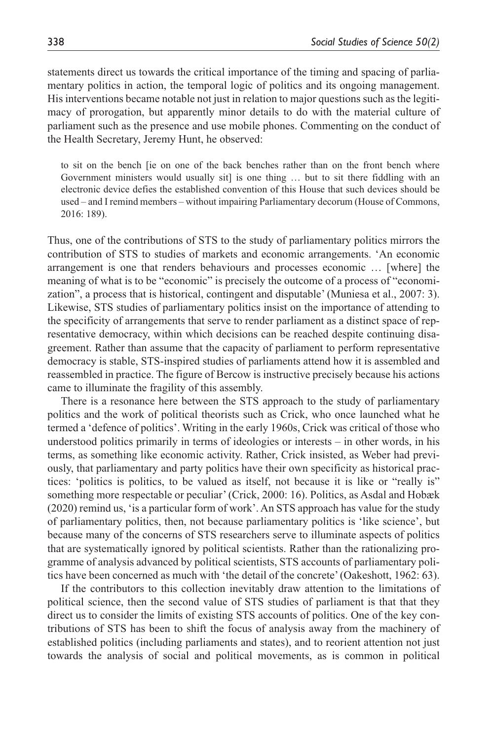statements direct us towards the critical importance of the timing and spacing of parliamentary politics in action, the temporal logic of politics and its ongoing management. His interventions became notable not just in relation to major questions such as the legitimacy of prorogation, but apparently minor details to do with the material culture of parliament such as the presence and use mobile phones. Commenting on the conduct of the Health Secretary, Jeremy Hunt, he observed:

> to sit on the bench [ie on one of the back benches rather than on the front bench where Government ministers would usually sit] is one thing … but to sit there fiddling with an electronic device defies the established convention of this House that such devices should be used – and I remind members – without impairing Parliamentary decorum (House of Commons, 2016: 189).

Thus, one of the contributions of STS to the study of parliamentary politics mirrors the contribution of STS to studies of markets and economic arrangements. 'An economic arrangement is one that renders behaviours and processes economic … [where] the meaning of what is to be "economic" is precisely the outcome of a process of "economization", a process that is historical, contingent and disputable' (Muniesa et al., 2007: 3). Likewise, STS studies of parliamentary politics insist on the importance of attending to the specificity of arrangements that serve to render parliament as a distinct space of representative democracy, within which decisions can be reached despite continuing disagreement. Rather than assume that the capacity of parliament to perform representative democracy is stable, STS-inspired studies of parliaments attend how it is assembled and reassembled in practice. The figure of Bercow is instructive precisely because his actions came to illuminate the fragility of this assembly.

There is a resonance here between the STS approach to the study of parliamentary politics and the work of political theorists such as Crick, who once launched what he termed a 'defence of politics'. Writing in the early 1960s, Crick was critical of those who understood politics primarily in terms of ideologies or interests – in other words, in his terms, as something like economic activity. Rather, Crick insisted, as Weber had previously, that parliamentary and party politics have their own specificity as historical practices: 'politics is politics, to be valued as itself, not because it is like or "really is" something more respectable or peculiar' (Crick, 2000: 16). Politics, as Asdal and Hobæk (2020) remind us, 'is a particular form of work'. An STS approach has value for the study of parliamentary politics, then, not because parliamentary politics is 'like science', but because many of the concerns of STS researchers serve to illuminate aspects of politics that are systematically ignored by political scientists. Rather than the rationalizing programme of analysis advanced by political scientists, STS accounts of parliamentary politics have been concerned as much with 'the detail of the concrete' (Oakeshott, 1962: 63).

If the contributors to this collection inevitably draw attention to the limitations of political science, then the second value of STS studies of parliament is that that they direct us to consider the limits of existing STS accounts of politics. One of the key contributions of STS has been to shift the focus of analysis away from the machinery of established politics (including parliaments and states), and to reorient attention not just towards the analysis of social and political movements, as is common in political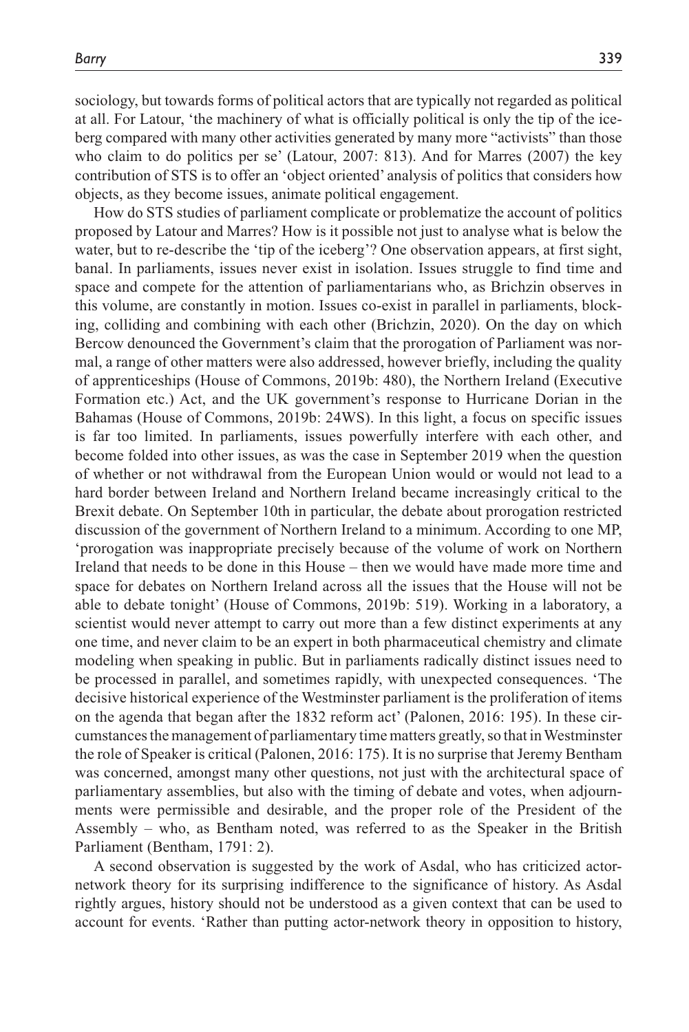sociology, but towards forms of political actors that are typically not regarded as political at all. For Latour, 'the machinery of what is officially political is only the tip of the iceberg compared with many other activities generated by many more "activists" than those who claim to do politics per se' (Latour, 2007: 813). And for Marres (2007) the key contribution of STS is to offer an 'object oriented' analysis of politics that considers how objects, as they become issues, animate political engagement.

How do STS studies of parliament complicate or problematize the account of politics proposed by Latour and Marres? How is it possible not just to analyse what is below the water, but to re-describe the 'tip of the iceberg'? One observation appears, at first sight, banal. In parliaments, issues never exist in isolation. Issues struggle to find time and space and compete for the attention of parliamentarians who, as Brichzin observes in this volume, are constantly in motion. Issues co-exist in parallel in parliaments, blocking, colliding and combining with each other (Brichzin, 2020). On the day on which Bercow denounced the Government's claim that the prorogation of Parliament was normal, a range of other matters were also addressed, however briefly, including the quality of apprenticeships (House of Commons, 2019b: 480), the Northern Ireland (Executive Formation etc.) Act, and the UK government's response to Hurricane Dorian in the Bahamas (House of Commons, 2019b: 24WS). In this light, a focus on specific issues is far too limited. In parliaments, issues powerfully interfere with each other, and become folded into other issues, as was the case in September 2019 when the question of whether or not withdrawal from the European Union would or would not lead to a hard border between Ireland and Northern Ireland became increasingly critical to the Brexit debate. On September 10th in particular, the debate about prorogation restricted discussion of the government of Northern Ireland to a minimum. According to one MP, 'prorogation was inappropriate precisely because of the volume of work on Northern Ireland that needs to be done in this House – then we would have made more time and space for debates on Northern Ireland across all the issues that the House will not be able to debate tonight' (House of Commons, 2019b: 519). Working in a laboratory, a scientist would never attempt to carry out more than a few distinct experiments at any one time, and never claim to be an expert in both pharmaceutical chemistry and climate modeling when speaking in public. But in parliaments radically distinct issues need to be processed in parallel, and sometimes rapidly, with unexpected consequences. 'The decisive historical experience of the Westminster parliament is the proliferation of items on the agenda that began after the 1832 reform act' (Palonen, 2016: 195). In these circumstances the management of parliamentary time matters greatly, so that in Westminster the role of Speaker is critical (Palonen, 2016: 175). It is no surprise that Jeremy Bentham was concerned, amongst many other questions, not just with the architectural space of parliamentary assemblies, but also with the timing of debate and votes, when adjournments were permissible and desirable, and the proper role of the President of the Assembly – who, as Bentham noted, was referred to as the Speaker in the British Parliament (Bentham, 1791: 2).

A second observation is suggested by the work of Asdal, who has criticized actor-network theory for its surprising indifference to the significance of history. As Asdal rightly argues, history should not be understood as a given context that can be used to account for events. 'Rather than putting actor-network theory in opposition to history,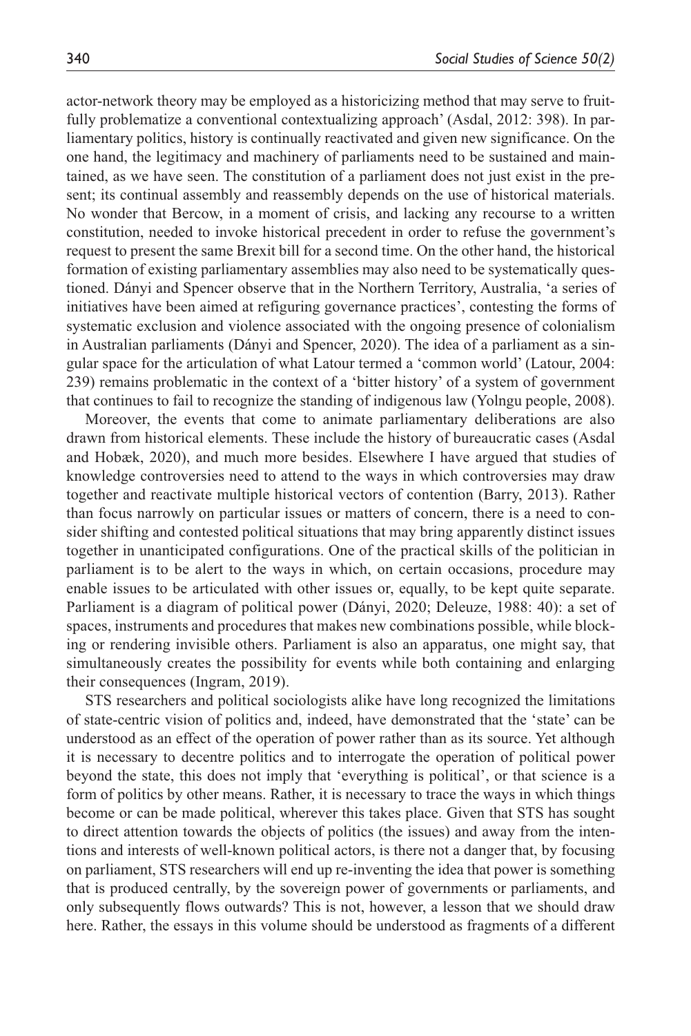actor-network theory may be employed as a historicizing method that may serve to fruitfully problematize a conventional contextualizing approach' (Asdal, 2012: 398). In parliamentary politics, history is continually reactivated and given new significance. On the one hand, the legitimacy and machinery of parliaments need to be sustained and maintained, as we have seen. The constitution of a parliament does not just exist in the present; its continual assembly and reassembly depends on the use of historical materials. No wonder that Bercow, in a moment of crisis, and lacking any recourse to a written constitution, needed to invoke historical precedent in order to refuse the government's request to present the same Brexit bill for a second time. On the other hand, the historical formation of existing parliamentary assemblies may also need to be systematically questioned. Dányi and Spencer observe that in the Northern Territory, Australia, 'a series of initiatives have been aimed at refiguring governance practices', contesting the forms of systematic exclusion and violence associated with the ongoing presence of colonialism in Australian parliaments (Dányi and Spencer, 2020). The idea of a parliament as a singular space for the articulation of what Latour termed a 'common world' (Latour, 2004: 239) remains problematic in the context of a 'bitter history' of a system of government that continues to fail to recognize the standing of indigenous law (Yolngu people, 2008).

Moreover, the events that come to animate parliamentary deliberations are also drawn from historical elements. These include the history of bureaucratic cases (Asdal and Hobæk, 2020), and much more besides. Elsewhere I have argued that studies of knowledge controversies need to attend to the ways in which controversies may draw together and reactivate multiple historical vectors of contention (Barry, 2013). Rather than focus narrowly on particular issues or matters of concern, there is a need to consider shifting and contested political situations that may bring apparently distinct issues together in unanticipated configurations. One of the practical skills of the politician in parliament is to be alert to the ways in which, on certain occasions, procedure may enable issues to be articulated with other issues or, equally, to be kept quite separate. Parliament is a diagram of political power (Dányi, 2020; Deleuze, 1988: 40): a set of spaces, instruments and procedures that makes new combinations possible, while blocking or rendering invisible others. Parliament is also an apparatus, one might say, that simultaneously creates the possibility for events while both containing and enlarging their consequences (Ingram, 2019).

STS researchers and political sociologists alike have long recognized the limitations of state-centric vision of politics and, indeed, have demonstrated that the 'state' can be understood as an effect of the operation of power rather than as its source. Yet although it is necessary to decentre politics and to interrogate the operation of political power beyond the state, this does not imply that 'everything is political', or that science is a form of politics by other means. Rather, it is necessary to trace the ways in which things become or can be made political, wherever this takes place. Given that STS has sought to direct attention towards the objects of politics (the issues) and away from the intentions and interests of well-known political actors, is there not a danger that, by focusing on parliament, STS researchers will end up re-inventing the idea that power is something that is produced centrally, by the sovereign power of governments or parliaments, and only subsequently flows outwards? This is not, however, a lesson that we should draw here. Rather, the essays in this volume should be understood as fragments of a different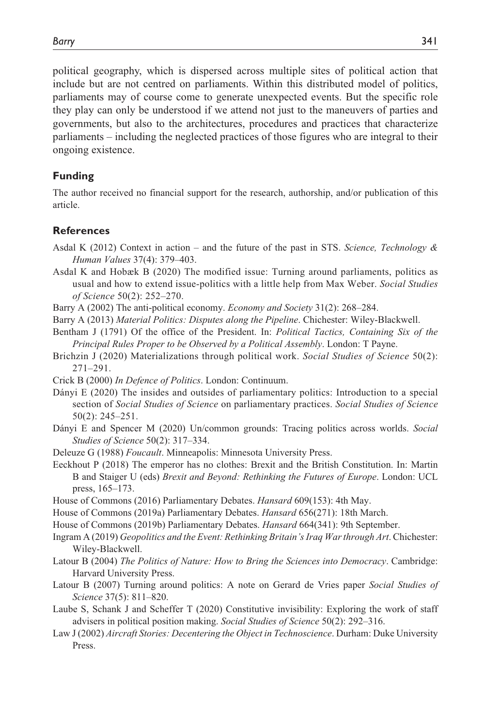political geography, which is dispersed across multiple sites of political action that include but are not centred on parliaments. Within this distributed model of politics, parliaments may of course come to generate unexpected events. But the specific role they play can only be understood if we attend not just to the maneuvers of parties and governments, but also to the architectures, procedures and practices that characterize parliaments – including the neglected practices of those figures who are integral to their ongoing existence.

## Funding

The author received no financial support for the research, authorship, and/or publication of this article.

## References

Asdal K (2012) Context in action – and the future of the past in STS. *Science, Technology & Human Values* 37(4): 379–403.

Asdal K and Hobæk B (2020) The modified issue: Turning around parliaments, politics as usual and how to extend issue-politics with a little help from Max Weber. *Social Studies of Science* 50(2): 252–270.

Barry A (2002) The anti-political economy. *Economy and Society* 31(2): 268–284.

Barry A (2013) *Material Politics: Disputes along the Pipeline*. Chichester: Wiley-Blackwell.

Bentham J (1791) Of the office of the President. In: *Political Tactics, Containing Six of the Principal Rules Proper to be Observed by a Political Assembly*. London: T Payne.

Brichzin J (2020) Materializations through political work. *Social Studies of Science* 50(2): 271–291.

Crick B (2000) *In Defence of Politics*. London: Continuum.

Dányi E (2020) The insides and outsides of parliamentary politics: Introduction to a special section of *Social Studies of Science* on parliamentary practices. *Social Studies of Science* 50(2): 245–251.

Dányi E and Spencer M (2020) Un/common grounds: Tracing politics across worlds. *Social Studies of Science* 50(2): 317–334.

Deleuze G (1988) *Foucault*. Minneapolis: Minnesota University Press.

Eeckhout P (2018) The emperor has no clothes: Brexit and the British Constitution. In: Martin B and Staiger U (eds) *Brexit and Beyond: Rethinking the Futures of Europe*. London: UCL press, 165–173.

House of Commons (2016) Parliamentary Debates. *Hansard* 609(153): 4th May.

House of Commons (2019a) Parliamentary Debates. *Hansard* 656(271): 18th March.

House of Commons (2019b) Parliamentary Debates. *Hansard* 664(341): 9th September.

Ingram A (2019) *Geopolitics and the Event: Rethinking Britain's Iraq War through Art*. Chichester: Wiley-Blackwell.

Latour B (2004) *The Politics of Nature: How to Bring the Sciences into Democracy*. Cambridge: Harvard University Press.

Latour B (2007) Turning around politics: A note on Gerard de Vries paper *Social Studies of Science* 37(5): 811–820.

Laube S, Schank J and Scheffer T (2020) Constitutive invisibility: Exploring the work of staff advisers in political position making. *Social Studies of Science* 50(2): 292–316.

Law J (2002) *Aircraft Stories: Decentering the Object in Technoscience*. Durham: Duke University Press.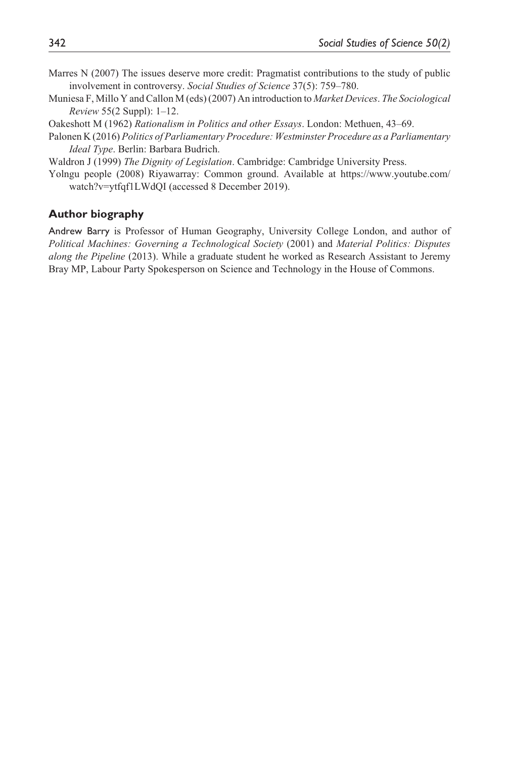Marres N (2007) The issues deserve more credit: Pragmatist contributions to the study of public involvement in controversy. *Social Studies of Science* 37(5): 759–780.

Muniesa F, Millo Y and Callon M (eds) (2007) An introduction to *Market Devices*. *The Sociological Review* 55(2 Suppl): 1–12.

Oakeshott M (1962) *Rationalism in Politics and other Essays*. London: Methuen, 43–69.

Palonen K (2016) *Politics of Parliamentary Procedure: Westminster Procedure as a Parliamentary Ideal Type*. Berlin: Barbara Budrich.

Waldron J (1999) *The Dignity of Legislation*. Cambridge: Cambridge University Press.

Yolngu people (2008) Riyawarray: Common ground. Available at https://www.youtube.com/watch?v=ytfqf1LWdQI (accessed 8 December 2019).

## Author biography

Andrew Barry is Professor of Human Geography, University College London, and author of *Political Machines: Governing a Technological Society* (2001) and *Material Politics: Disputes along the Pipeline* (2013). While a graduate student he worked as Research Assistant to Jeremy Bray MP, Labour Party Spokesperson on Science and Technology in the House of Commons.